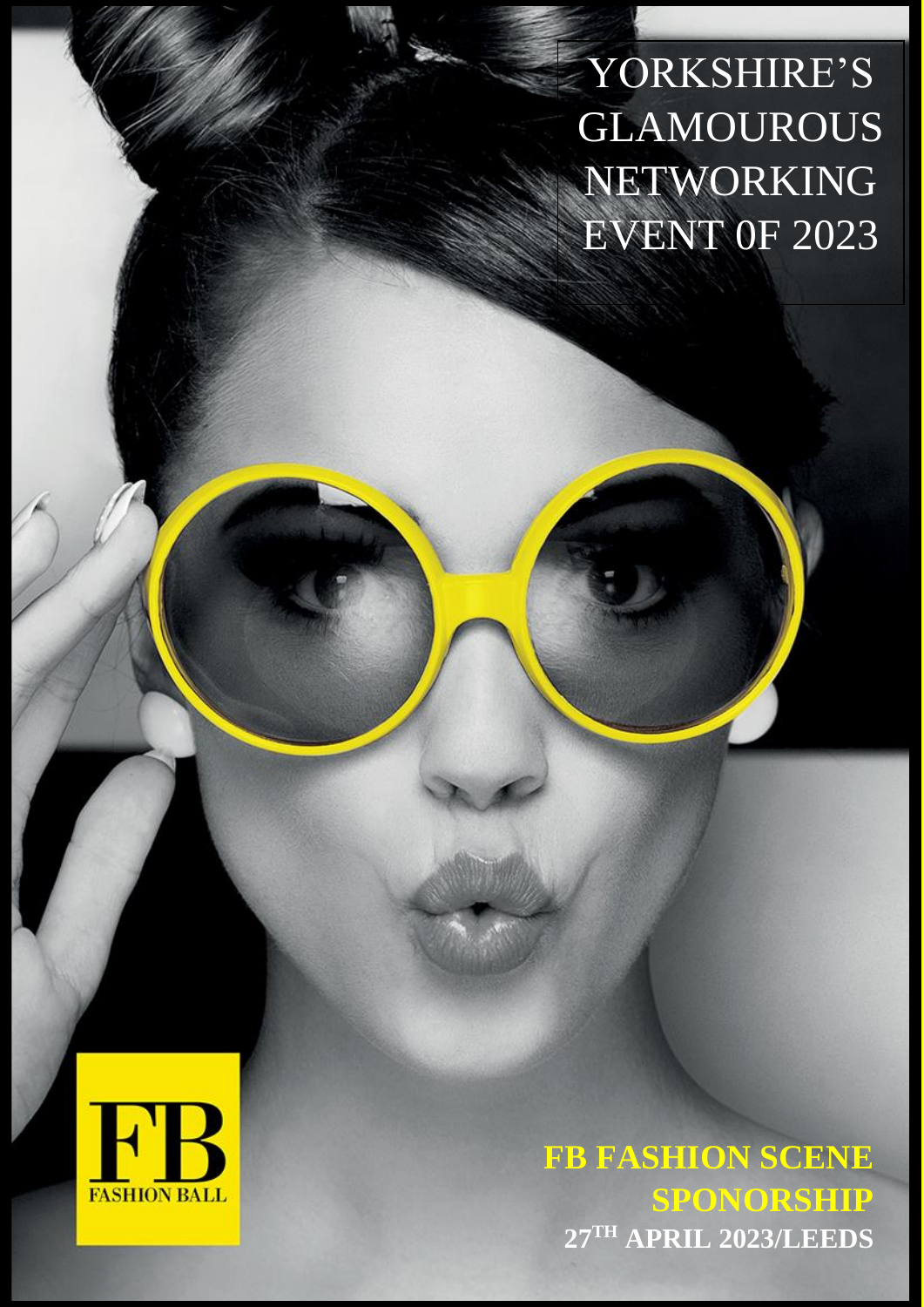# YORKSHIRE'S GLAMOUROUS NETWORKING EVENT 0F 2023

FB
FASHION BALL

**FB FASHION SCENE SPONORSHIP**

**27TH APRIL 2023/LEEDS**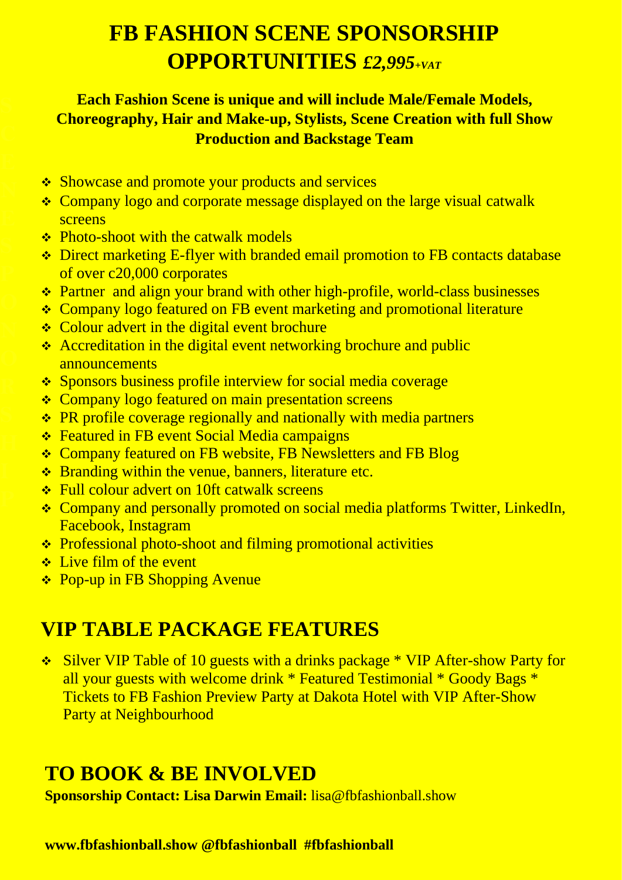# FB FASHION SCENE SPONSORSHIP OPPORTUNITIES *£2,995+VAT*

**Each Fashion Scene is unique and will include Male/Female Models, Choreography, Hair and Make-up, Stylists, Scene Creation with full Show Production and Backstage Team**

- Showcase and promote your products and services
- Company logo and corporate message displayed on the large visual catwalk screens
- Photo-shoot with the catwalk models
- Direct marketing E-flyer with branded email promotion to FB contacts database of over c20,000 corporates
- Partner  and align your brand with other high-profile, world-class businesses
- Company logo featured on FB event marketing and promotional literature
- Colour advert in the digital event brochure
- Accreditation in the digital event networking brochure and public announcements
- Sponsors business profile interview for social media coverage
- Company logo featured on main presentation screens
- PR profile coverage regionally and nationally with media partners
- Featured in FB event Social Media campaigns
- Company featured on FB website, FB Newsletters and FB Blog
- Branding within the venue, banners, literature etc.
- Full colour advert on 10ft catwalk screens
- Company and personally promoted on social media platforms Twitter, LinkedIn, Facebook, Instagram
- Professional photo-shoot and filming promotional activities
- Live film of the event
- Pop-up in FB Shopping Avenue

## VIP TABLE PACKAGE FEATURES

- Silver VIP Table of 10 guests with a drinks package * VIP After-show Party for all your guests with welcome drink * Featured Testimonial * Goody Bags * Tickets to FB Fashion Preview Party at Dakota Hotel with VIP After-Show Party at Neighbourhood

## TO BOOK & BE INVOLVED

**Sponsorship Contact: Lisa Darwin Email:** lisa@fbfashionball.show

**www.fbfashionball.show @fbfashionball #fbfashionball**